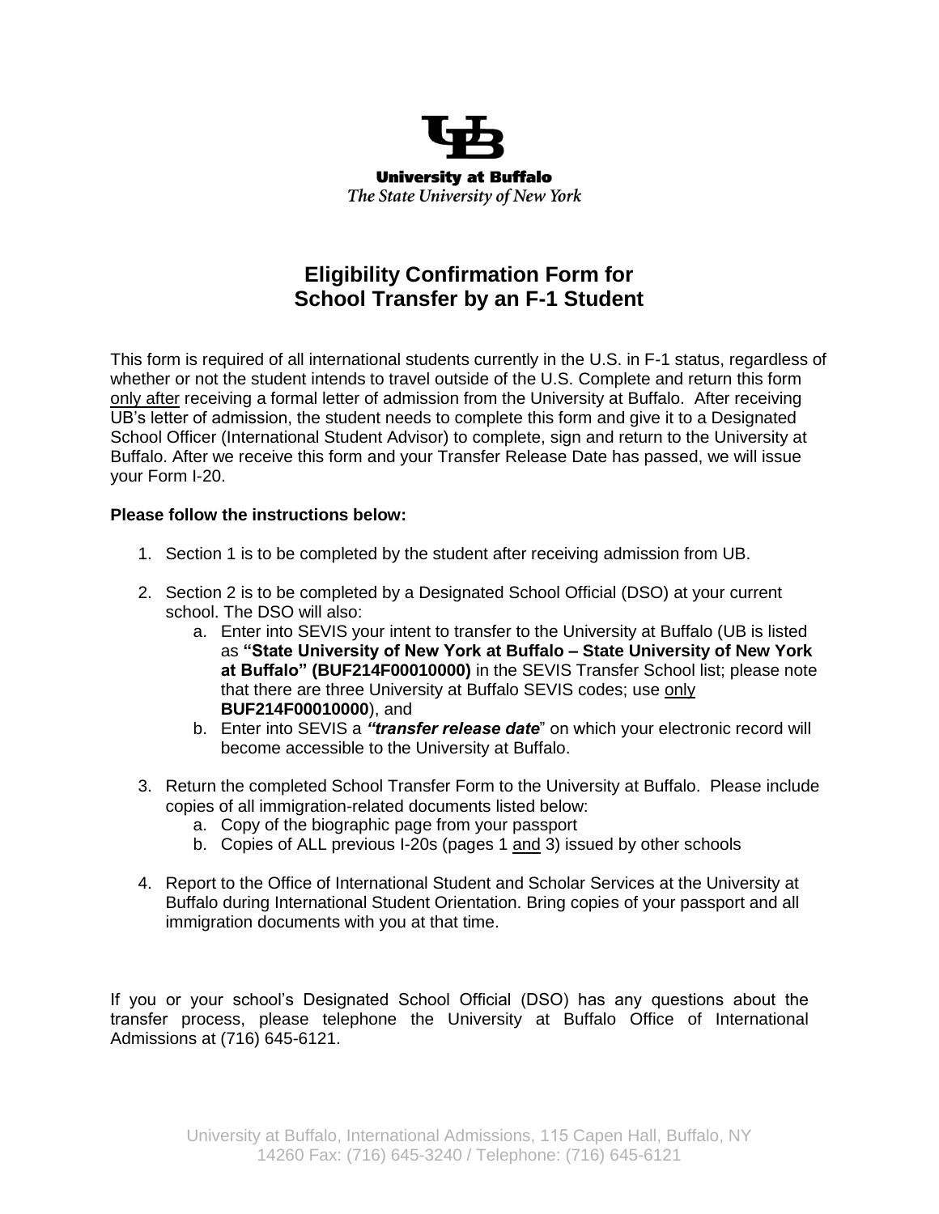**University at Buffalo**

*The State University of New York*

# Eligibility Confirmation Form for School Transfer by an F-1 Student

This form is required of all international students currently in the U.S. in F-1 status, regardless of whether or not the student intends to travel outside of the U.S. Complete and return this form only after receiving a formal letter of admission from the University at Buffalo. After receiving UB's letter of admission, the student needs to complete this form and give it to a Designated School Officer (International Student Advisor) to complete, sign and return to the University at Buffalo. After we receive this form and your Transfer Release Date has passed, we will issue your Form I-20.

**Please follow the instructions below:**

1. Section 1 is to be completed by the student after receiving admission from UB.
2. Section 2 is to be completed by a Designated School Official (DSO) at your current school. The DSO will also:
   a. Enter into SEVIS your intent to transfer to the University at Buffalo (UB is listed as **"State University of New York at Buffalo – State University of New York at Buffalo" (BUF214F00010000)** in the SEVIS Transfer School list; please note that there are three University at Buffalo SEVIS codes; use only **BUF214F00010000**), and
   b. Enter into SEVIS a ***"transfer release date***" on which your electronic record will become accessible to the University at Buffalo.
3. Return the completed School Transfer Form to the University at Buffalo. Please include copies of all immigration-related documents listed below:
   a. Copy of the biographic page from your passport
   b. Copies of ALL previous I-20s (pages 1 and 3) issued by other schools
4. Report to the Office of International Student and Scholar Services at the University at Buffalo during International Student Orientation. Bring copies of your passport and all immigration documents with you at that time.

If you or your school's Designated School Official (DSO) has any questions about the transfer process, please telephone the University at Buffalo Office of International Admissions at (716) 645-6121.

University at Buffalo, International Admissions, 115 Capen Hall, Buffalo, NY 14260 Fax: (716) 645-3240 / Telephone: (716) 645-6121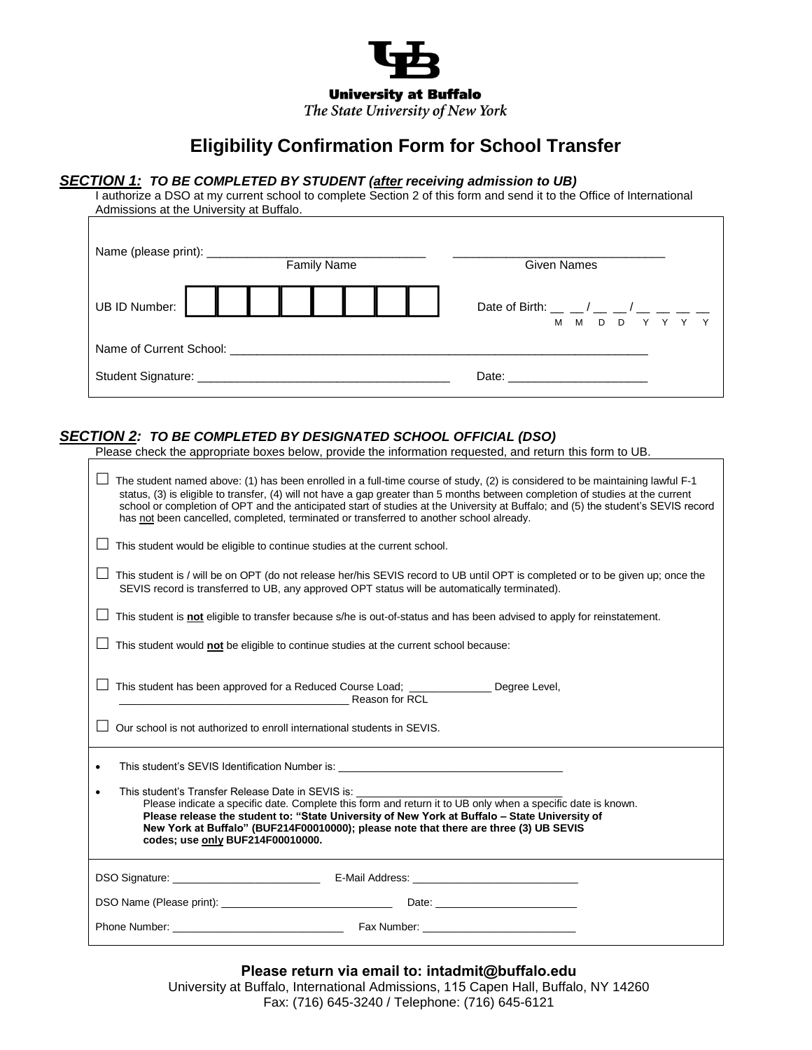**University at Buffalo**
*The State University of New York*

# Eligibility Confirmation Form for School Transfer

## ***SECTION 1:*** ***TO BE COMPLETED BY STUDENT (after receiving admission to UB)***

I authorize a DSO at my current school to complete Section 2 of this form and send it to the Office of International Admissions at the University at Buffalo.

Name (please print): ______________________________ ______________________________
Family Name — Given Names

UB ID Number: ☐☐☐☐☐☐☐☐ Date of Birth: __ __ / __ __ / __ __ __ __ (M M D D Y Y Y Y)

Name of Current School: ______________________________________________________________

Student Signature: ____________________________________ Date: ____________________

## ***SECTION 2:*** ***TO BE COMPLETED BY DESIGNATED SCHOOL OFFICIAL (DSO)***

Please check the appropriate boxes below, provide the information requested, and return this form to UB.

☐ The student named above: (1) has been enrolled in a full-time course of study, (2) is considered to be maintaining lawful F-1 status, (3) is eligible to transfer, (4) will not have a gap greater than 5 months between completion of studies at the current school or completion of OPT and the anticipated start of studies at the University at Buffalo; and (5) the student's SEVIS record has not been cancelled, completed, terminated or transferred to another school already.

☐ This student would be eligible to continue studies at the current school.

☐ This student is / will be on OPT (do not release her/his SEVIS record to UB until OPT is completed or to be given up; once the SEVIS record is transferred to UB, any approved OPT status will be automatically terminated).

☐ This student is **not** eligible to transfer because s/he is out-of-status and has been advised to apply for reinstatement.

☐ This student would **not** be eligible to continue studies at the current school because:

☐ This student has been approved for a Reduced Course Load; _____________ Degree Level, ______________________________________ Reason for RCL

☐ Our school is not authorized to enroll international students in SEVIS.

- This student's SEVIS Identification Number is: ____________________________________
- This student's Transfer Release Date in SEVIS is: ____________________________________
  Please indicate a specific date. Complete this form and return it to UB only when a specific date is known.
  **Please release the student to: "State University of New York at Buffalo – State University of New York at Buffalo" (BUF214F00010000); please note that there are three (3) UB SEVIS codes; use only BUF214F00010000.**

DSO Signature: ________________________ E-Mail Address: ___________________________

DSO Name (Please print): ____________________________ Date: _______________________

Phone Number: ____________________________ Fax Number: _________________________

**Please return via email to: intadmit@buffalo.edu**

University at Buffalo, International Admissions, 115 Capen Hall, Buffalo, NY 14260
Fax: (716) 645-3240 / Telephone: (716) 645-6121